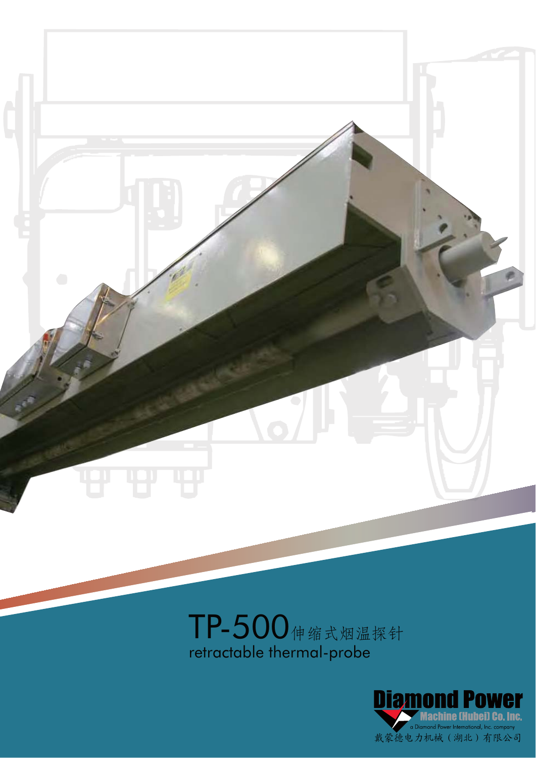# TP-500伸缩式烟温探针

retractable thermal-probe

Diamond Power

Machine (Hubei) Co. Inc.

a Diamond Power International, Inc. company

戴蒙德电力机械（湖北）有限公司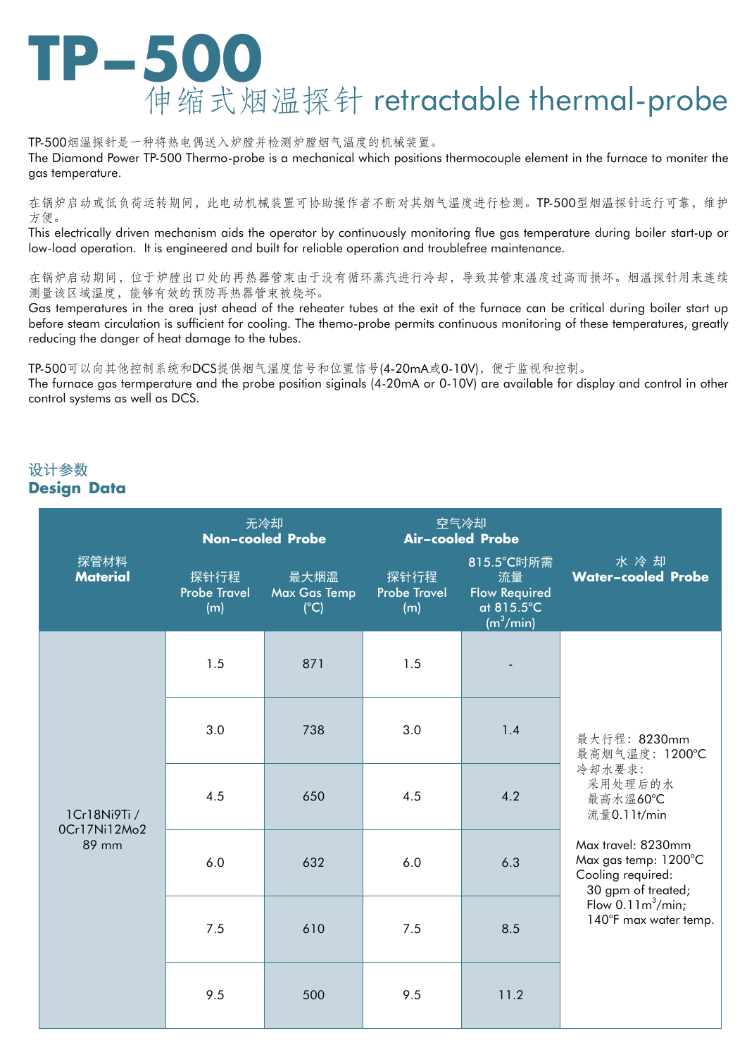# TP-500

## 伸缩式烟温探针 retractable thermal-probe

TP-500烟温探针是一种将热电偶送入炉膛并检测炉膛烟气温度的机械装置。
The Diamond Power TP-500 Thermo-probe is a mechanical which positions thermocouple element in the furnace to moniter the gas temperature.

在锅炉启动或低负荷运转期间，此电动机械装置可协助操作者不断对其烟气温度进行检测。TP-500型烟温探针运行可靠，维护方便。
This electrically driven mechanism aids the operator by continuously monitoring flue gas temperature during boiler start-up or low-load operation. It is engineered and built for reliable operation and troublefree maintenance.

在锅炉启动期间，位于炉膛出口处的再热器管束由于没有循环蒸汽进行冷却，导致其管束温度过高而损坏。烟温探针用来连续测量该区域温度，能够有效的预防再热器管束被烧坏。
Gas temperatures in the area just ahead of the reheater tubes at the exit of the furnace can be critical during boiler start up before steam circulation is sufficient for cooling. The themo-probe permits continuous monitoring of these temperatures, greatly reducing the danger of heat damage to the tubes.

TP-500可以向其他控制系统和DCS提供烟气温度信号和位置信号(4-20mA或0-10V)，便于监视和控制。
The furnace gas termperature and the probe position siginals (4-20mA or 0-10V) are available for display and control in other control systems as well as DCS.

### 设计参数
### Design Data

| 探管材料 **Material** | 无冷却 **Non-cooled Probe** | | 空气冷却 **Air-cooled Probe** | | 水 冷 却 **Water-cooled Probe** |
|---|---|---|---|---|---|
| | 探针行程 Probe Travel (m) | 最大烟温 Max Gas Temp (°C) | 探针行程 Probe Travel (m) | 815.5°C时所需流量 Flow Required at 815.5°C ($m^3$/min) | |
| 1Cr18Ni9Ti / 0Cr17Ni12Mo2 89 mm | 1.5 | 871 | 1.5 | - | 最大行程：8230mm<br>最高烟气温度：1200°C<br>冷却水要求：<br>采用处理后的水<br>最高水温60°C<br>流量0.11t/min<br><br>Max travel: 8230mm<br>Max gas temp: 1200°C<br>Cooling required:<br>30 gpm of treated;<br>Flow 0.11$m^3$/min;<br>140°F max water temp. |
| | 3.0 | 738 | 3.0 | 1.4 | |
| | 4.5 | 650 | 4.5 | 4.2 | |
| | 6.0 | 632 | 6.0 | 6.3 | |
| | 7.5 | 610 | 7.5 | 8.5 | |
| | 9.5 | 500 | 9.5 | 11.2 | |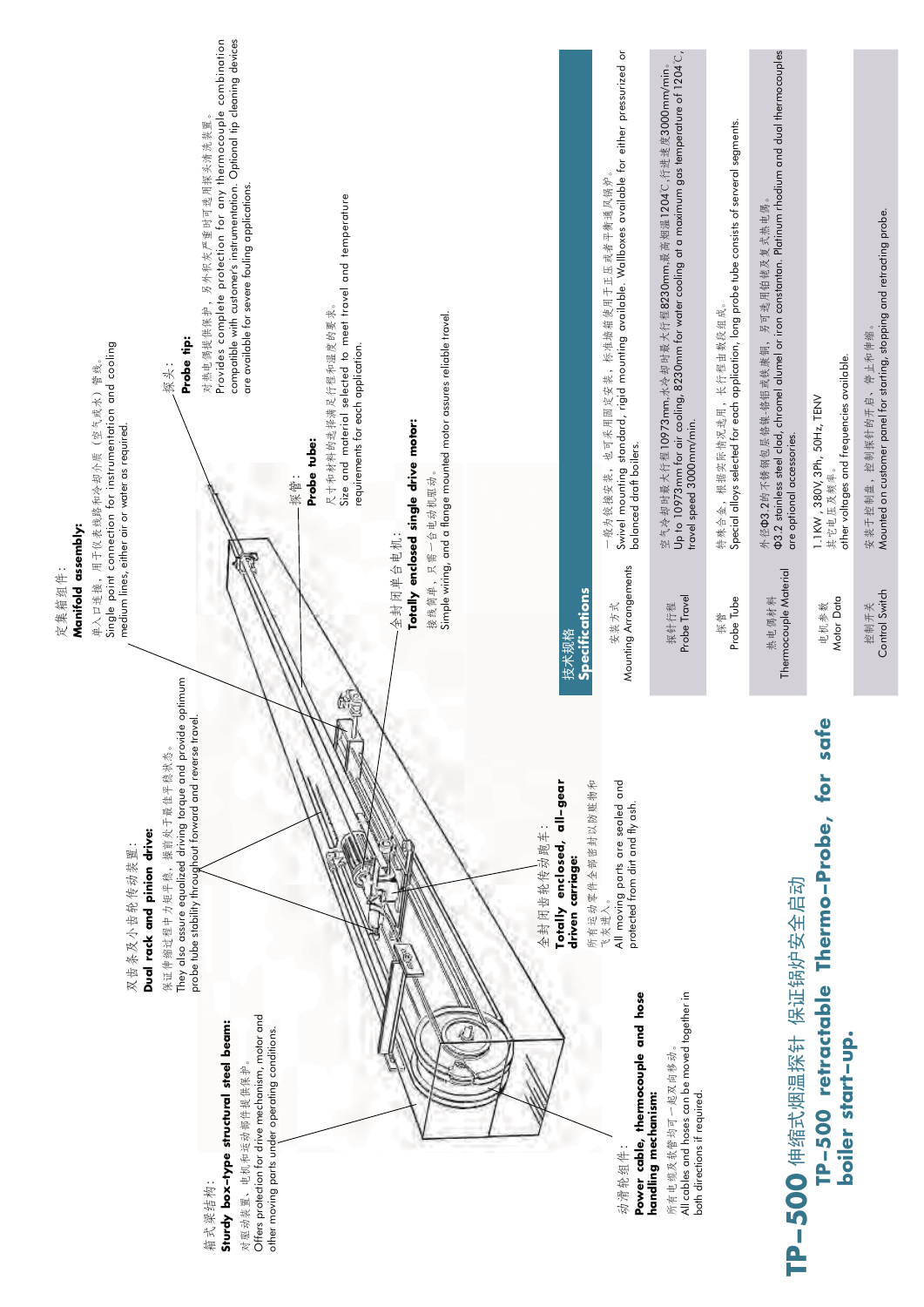# TP-500 伸缩式烟温探针 保证锅炉安全启动

# TP-500 retractable Thermo-Probe, for safe boiler start-up.

箱式梁结构：

**Sturdy box-type structural steel beam:**

对驱动装置、电机和运动部件提供保护。

Offers protection for drive mechanism, motor and other moving parts under operating conditions.

双齿条及小齿轮传动装置：

**Dual rack and pinion drive:**

保证伸缩过程中力矩平稳，探前处于最佳平稳状态。

They also assure equalized driving torque and provide optimum probe tube stability throughout forward and reverse travel.

定集箱组件：

**Manifold assembly:**

单入口连接，用于仪表线路和冷却介质（空气或水）管线。

Single point connection for instrumentation and cooling medium lines, either air or water as required.

探头：

**Probe tip:**

对热电偶提供保护，另外积灰严重时可选用探头清洗装置。

Provides complete protection for any thermocouple combination compatible with customer's instrumentation. Optional tip cleaning devices are available for severe fouling applications.

探管：

**Probe tube:**

尺寸和材料的选择满足行程和温度的要求。

Size and material selected to meet travel and temperature requirements for each application.

全封闭单台电机：

**Totally enclosed single drive motor:**

接线简单，只需一台电动机驱动。

Simple wiring, and a flange mounted motor assures reliable travel.

全封闭齿轮传动跑车：

**Totally enclosed, all-gear driven carriage:**

所有运动零件全部密封以防尘物和飞灰进入。

All moving parts are sealed and protected from dirt and fly ash.

动滑轮组件：

**Power cable, thermocouple and hose handling mechanism:**

所有电缆及软管均可一起双向移动。

All cables and hoses can be moved together in both directions if required.

## 技术规格 Specifications

| | |
|---|---|
| 安装方式 Mounting Arrangements | 一般为铰链安装，也可采用固定安装，标准墙箱使用于正压或者平衡通风锅炉。<br>Swivel mounting standard, rigid mounting available. Wallboxes available for either pressurized or balanced draft boilers. |
| 探针行程 Probe Travel | 空气冷却时最大行程10973mm,水冷却时最大行程8230mm,最高烟温1204℃,行进速度3000mm/min。<br>Up to 10973mm for air cooling, 8230mm for water cooling at a maximum gas temperature of 1204℃, travel speed 3000mm/min. |
| 探管 Probe Tube | 特殊合金，根据实际情况选用，长行程由数段组成。<br>Special alloys selected for each application, long probe tube consists of serveral segments. |
| 热电偶材料 Thermocouple Material | 外径Φ3.2的不锈钢包层镍铬-镍铝或铁康铜，另可选用铂铑及复式热电偶。<br>Φ3.2 stainless steel clad, chromel alumel or iron constantan. Platinum rhodium and dual thermocouples are optional accessories. |
| 电机参数 Motor Data | 1.1KW，380V,3Ph, 50Hz, TENV<br>其它电压及频率。<br>other voltages and frequencies available. |
| 控制开关 Control Switch | 安装于控制盘，控制探针的开启、停止和伸缩。<br>Mounted on customer panel for starting, stopping and retracting probe. |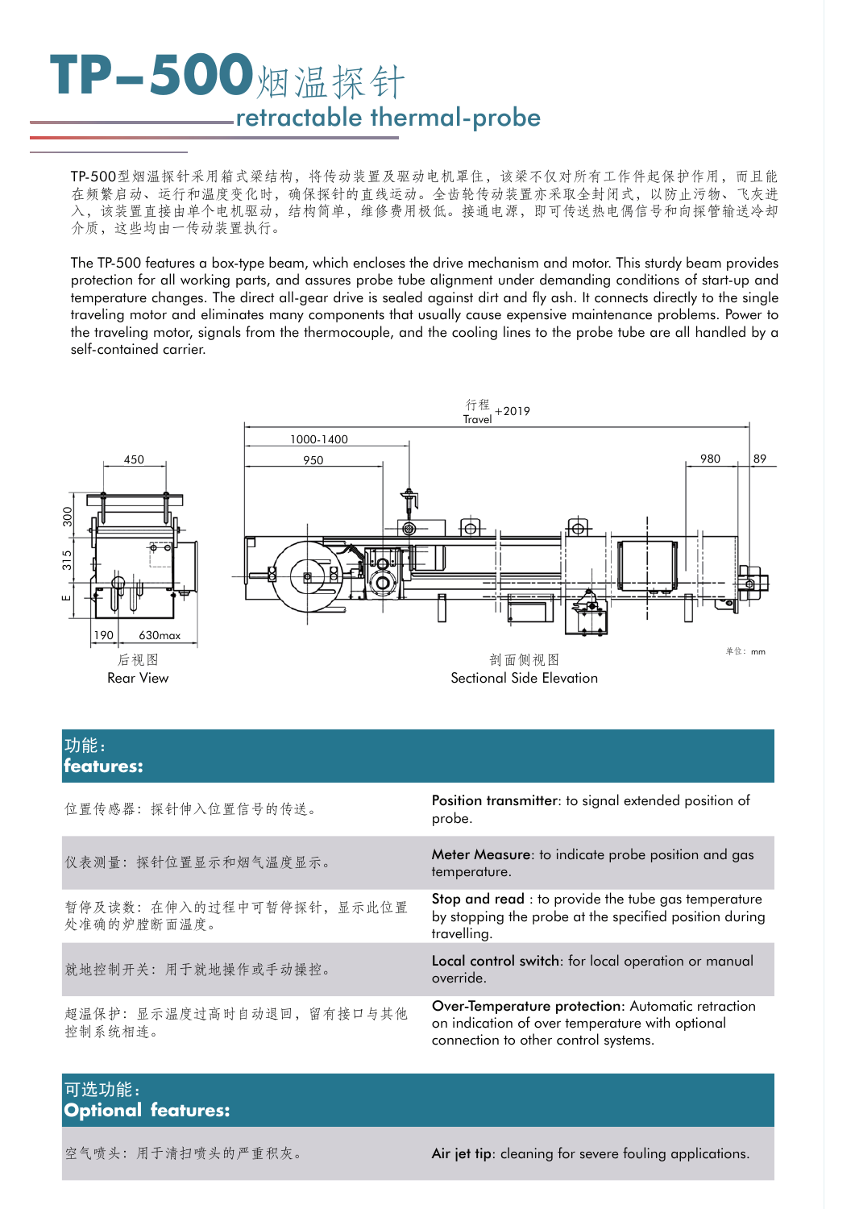# TP-500烟温探针

## retractable thermal-probe

TP-500型烟温探针采用箱式梁结构，将传动装置及驱动电机罩住，该梁不仅对所有工作件起保护作用，而且能在频繁启动、运行和温度变化时，确保探针的直线运动。全齿轮传动装置亦采取全封闭式，以防止污物、飞灰进入，该装置直接由单个电机驱动，结构简单，维修费用极低。接通电源，即可传送热电偶信号和向探管输送冷却介质，这些均由一传动装置执行。

The TP-500 features a box-type beam, which encloses the drive mechanism and motor. This sturdy beam provides protection for all working parts, and assures probe tube alignment under demanding conditions of start-up and temperature changes. The direct all-gear drive is sealed against dirt and fly ash. It connects directly to the single traveling motor and eliminates many components that usually cause expensive maintenance problems. Power to the traveling motor, signals from the thermocouple, and the cooling lines to the probe tube are all handled by a self-contained carrier.

行程 Travel +2019

1000-1400

950

980

89

450

300

315

E

190

630max

后视图

Rear View

剖面侧视图

Sectional Side Elevation

单位：mm

## 功能：features:

| | |
|---|---|
| 位置传感器：探针伸入位置信号的传送。 | **Position transmitter**: to signal extended position of probe. |
| 仪表测量：探针位置显示和烟气温度显示。 | **Meter Measure**: to indicate probe position and gas temperature. |
| 暂停及读数：在伸入的过程中可暂停探针，显示此位置处准确的炉膛断面温度。 | **Stop and read** : to provide the tube gas temperature by stopping the probe at the specified position during travelling. |
| 就地控制开关：用于就地操作或手动操控。 | **Local control switch**: for local operation or manual override. |
| 超温保护：显示温度过高时自动退回，留有接口与其他控制系统相连。 | **Over-Temperature protection**: Automatic retraction on indication of over temperature with optional connection to other control systems. |

## 可选功能：Optional features:

| | |
|---|---|
| 空气喷头：用于清扫喷头的严重积灰。 | **Air jet tip**: cleaning for severe fouling applications. |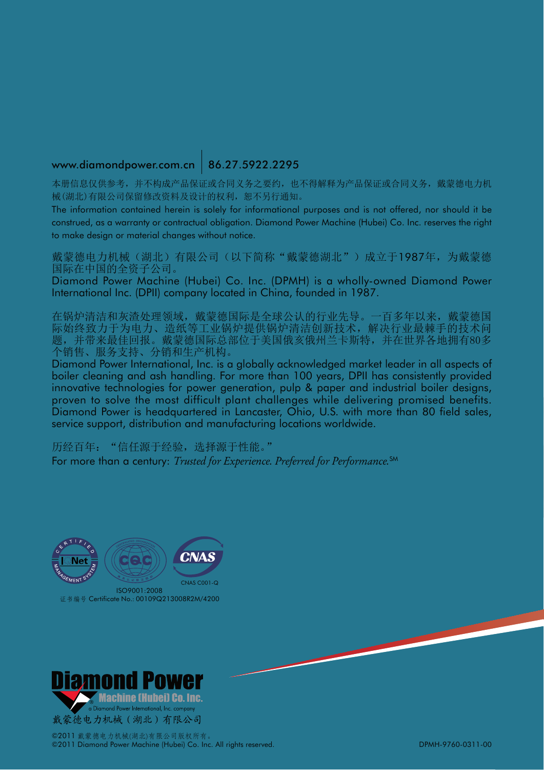www.diamondpower.com.cn | 86.27.5922.2295

本册信息仅供参考，并不构成产品保证或合同义务之要约，也不得解释为产品保证或合同义务，戴蒙德电力机械(湖北)有限公司保留修改资料及设计的权利，恕不另行通知。

The information contained herein is solely for informational purposes and is not offered, nor should it be construed, as a warranty or contractual obligation. Diamond Power Machine (Hubei) Co. Inc. reserves the right to make design or material changes without notice.

戴蒙德电力机械（湖北）有限公司（以下简称“戴蒙德湖北”）成立于1987年，为戴蒙德国际在中国的全资子公司。

Diamond Power Machine (Hubei) Co. Inc. (DPMH) is a wholly-owned Diamond Power International Inc. (DPII) company located in China, founded in 1987.

在锅炉清洁和灰渣处理领域，戴蒙德国际是全球公认的行业先导。一百多年以来，戴蒙德国际始终致力于为电力、造纸等工业锅炉提供锅炉清洁创新技术，解决行业最棘手的技术问题，并带来最佳回报。戴蒙德国际总部位于美国俄亥俄州兰卡斯特，并在世界各地拥有80多个销售、服务支持、分销和生产机构。

Diamond Power International, Inc. is a globally acknowledged market leader in all aspects of boiler cleaning and ash handling. For more than 100 years, DPII has consistently provided innovative technologies for power generation, pulp & paper and industrial boiler designs, proven to solve the most difficult plant challenges while delivering promised benefits. Diamond Power is headquartered in Lancaster, Ohio, U.S. with more than 80 field sales, service support, distribution and manufacturing locations worldwide.

历经百年：“信任源于经验，选择源于性能。”

For more than a century: *Trusted for Experience. Preferred for Performance.*SM

CNAS C001-Q

ISO9001:2008

证书编号 Certificate No.: 00109Q213008R2M/4200

Diamond Power Machine (Hubei) Co. Inc.

a Diamond Power International, Inc. company

戴蒙德电力机械（湖北）有限公司

©2011 戴蒙德电力机械(湖北)有限公司版权所有。

©2011 Diamond Power Machine (Hubei) Co. Inc. All rights reserved.

DPMH-9760-0311-00